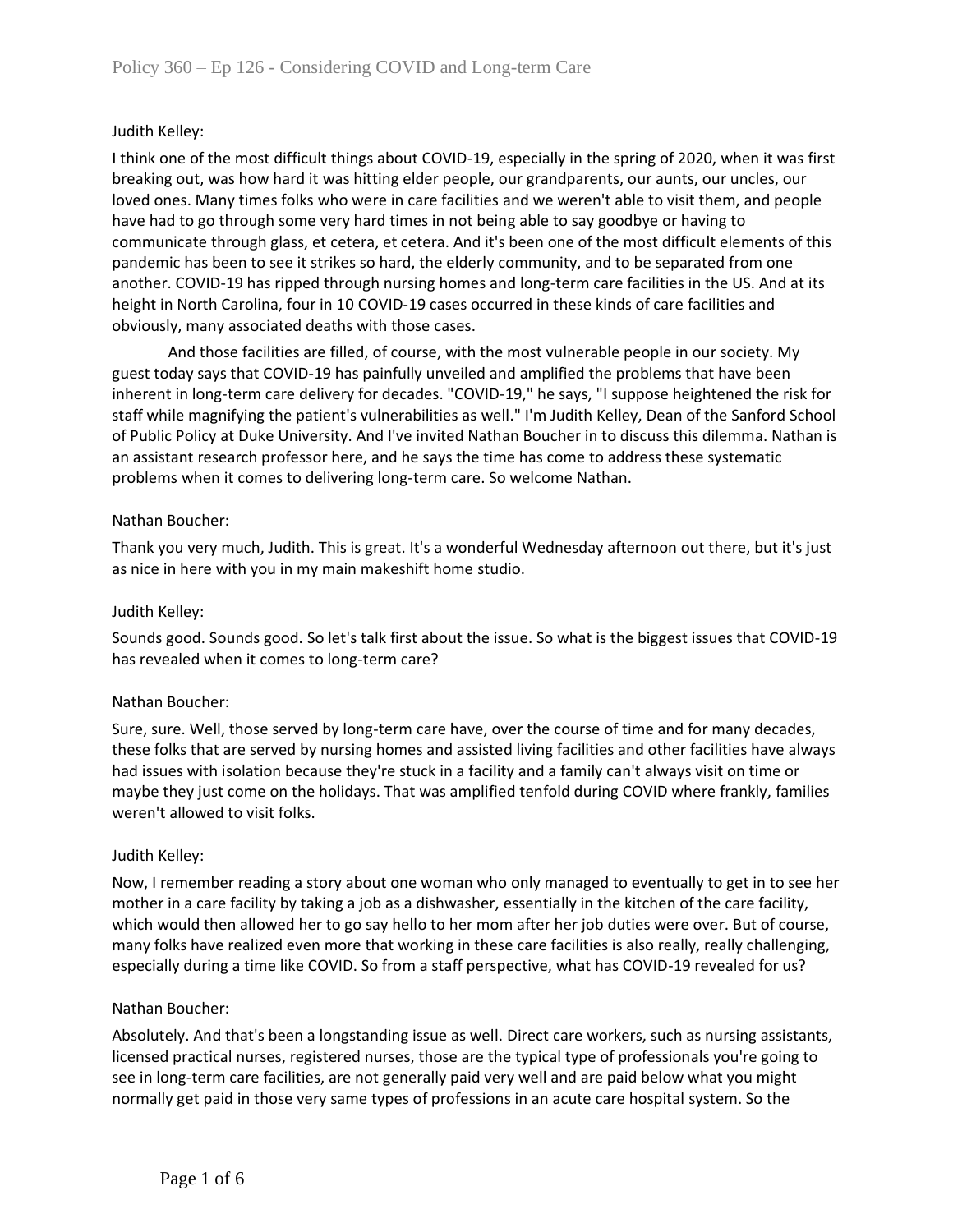Judith Kelley:

I think one of the most difficult things about COVID-19, especially in the spring of 2020, when it was first breaking out, was how hard it was hitting elder people, our grandparents, our aunts, our uncles, our loved ones. Many times folks who were in care facilities and we weren't able to visit them, and people have had to go through some very hard times in not being able to say goodbye or having to communicate through glass, et cetera, et cetera. And it's been one of the most difficult elements of this pandemic has been to see it strikes so hard, the elderly community, and to be separated from one another. COVID-19 has ripped through nursing homes and long-term care facilities in the US. And at its height in North Carolina, four in 10 COVID-19 cases occurred in these kinds of care facilities and obviously, many associated deaths with those cases.

And those facilities are filled, of course, with the most vulnerable people in our society. My guest today says that COVID-19 has painfully unveiled and amplified the problems that have been inherent in long-term care delivery for decades. "COVID-19," he says, "I suppose heightened the risk for staff while magnifying the patient's vulnerabilities as well." I'm Judith Kelley, Dean of the Sanford School of Public Policy at Duke University. And I've invited Nathan Boucher in to discuss this dilemma. Nathan is an assistant research professor here, and he says the time has come to address these systematic problems when it comes to delivering long-term care. So welcome Nathan.

Nathan Boucher:

Thank you very much, Judith. This is great. It's a wonderful Wednesday afternoon out there, but it's just as nice in here with you in my main makeshift home studio.

Judith Kelley:

Sounds good. Sounds good. So let's talk first about the issue. So what is the biggest issues that COVID-19 has revealed when it comes to long-term care?

Nathan Boucher:

Sure, sure. Well, those served by long-term care have, over the course of time and for many decades, these folks that are served by nursing homes and assisted living facilities and other facilities have always had issues with isolation because they're stuck in a facility and a family can't always visit on time or maybe they just come on the holidays. That was amplified tenfold during COVID where frankly, families weren't allowed to visit folks.

Judith Kelley:

Now, I remember reading a story about one woman who only managed to eventually to get in to see her mother in a care facility by taking a job as a dishwasher, essentially in the kitchen of the care facility, which would then allowed her to go say hello to her mom after her job duties were over. But of course, many folks have realized even more that working in these care facilities is also really, really challenging, especially during a time like COVID. So from a staff perspective, what has COVID-19 revealed for us?

Nathan Boucher:

Absolutely. And that's been a longstanding issue as well. Direct care workers, such as nursing assistants, licensed practical nurses, registered nurses, those are the typical type of professionals you're going to see in long-term care facilities, are not generally paid very well and are paid below what you might normally get paid in those very same types of professions in an acute care hospital system. So the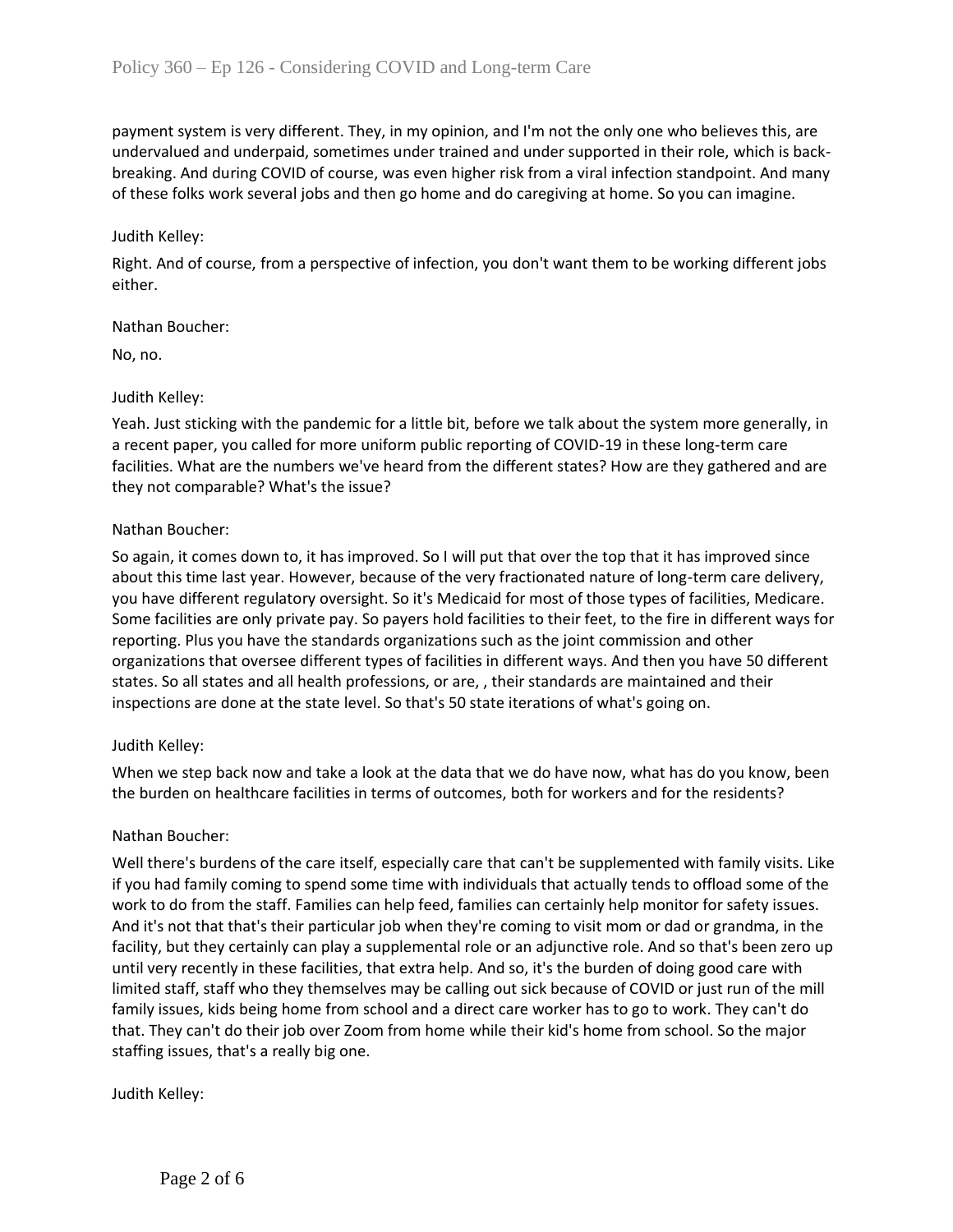payment system is very different. They, in my opinion, and I'm not the only one who believes this, are undervalued and underpaid, sometimes under trained and under supported in their role, which is back-breaking. And during COVID of course, was even higher risk from a viral infection standpoint. And many of these folks work several jobs and then go home and do caregiving at home. So you can imagine.

Judith Kelley:

Right. And of course, from a perspective of infection, you don't want them to be working different jobs either.

Nathan Boucher:

No, no.

Judith Kelley:

Yeah. Just sticking with the pandemic for a little bit, before we talk about the system more generally, in a recent paper, you called for more uniform public reporting of COVID-19 in these long-term care facilities. What are the numbers we've heard from the different states? How are they gathered and are they not comparable? What's the issue?

Nathan Boucher:

So again, it comes down to, it has improved. So I will put that over the top that it has improved since about this time last year. However, because of the very fractionated nature of long-term care delivery, you have different regulatory oversight. So it's Medicaid for most of those types of facilities, Medicare. Some facilities are only private pay. So payers hold facilities to their feet, to the fire in different ways for reporting. Plus you have the standards organizations such as the joint commission and other organizations that oversee different types of facilities in different ways. And then you have 50 different states. So all states and all health professions, or are, , their standards are maintained and their inspections are done at the state level. So that's 50 state iterations of what's going on.

Judith Kelley:

When we step back now and take a look at the data that we do have now, what has do you know, been the burden on healthcare facilities in terms of outcomes, both for workers and for the residents?

Nathan Boucher:

Well there's burdens of the care itself, especially care that can't be supplemented with family visits. Like if you had family coming to spend some time with individuals that actually tends to offload some of the work to do from the staff. Families can help feed, families can certainly help monitor for safety issues. And it's not that that's their particular job when they're coming to visit mom or dad or grandma, in the facility, but they certainly can play a supplemental role or an adjunctive role. And so that's been zero up until very recently in these facilities, that extra help. And so, it's the burden of doing good care with limited staff, staff who they themselves may be calling out sick because of COVID or just run of the mill family issues, kids being home from school and a direct care worker has to go to work. They can't do that. They can't do their job over Zoom from home while their kid's home from school. So the major staffing issues, that's a really big one.

Judith Kelley: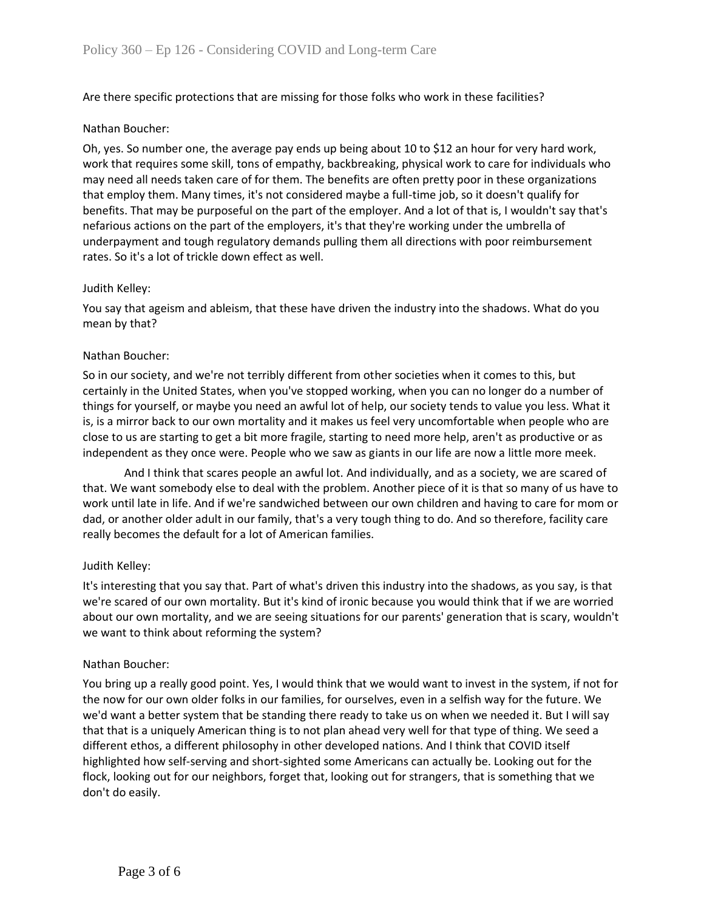Are there specific protections that are missing for those folks who work in these facilities?

Nathan Boucher:

Oh, yes. So number one, the average pay ends up being about 10 to $12 an hour for very hard work, work that requires some skill, tons of empathy, backbreaking, physical work to care for individuals who may need all needs taken care of for them. The benefits are often pretty poor in these organizations that employ them. Many times, it's not considered maybe a full-time job, so it doesn't qualify for benefits. That may be purposeful on the part of the employer. And a lot of that is, I wouldn't say that's nefarious actions on the part of the employers, it's that they're working under the umbrella of underpayment and tough regulatory demands pulling them all directions with poor reimbursement rates. So it's a lot of trickle down effect as well.

Judith Kelley:

You say that ageism and ableism, that these have driven the industry into the shadows. What do you mean by that?

Nathan Boucher:

So in our society, and we're not terribly different from other societies when it comes to this, but certainly in the United States, when you've stopped working, when you can no longer do a number of things for yourself, or maybe you need an awful lot of help, our society tends to value you less. What it is, is a mirror back to our own mortality and it makes us feel very uncomfortable when people who are close to us are starting to get a bit more fragile, starting to need more help, aren't as productive or as independent as they once were. People who we saw as giants in our life are now a little more meek.

And I think that scares people an awful lot. And individually, and as a society, we are scared of that. We want somebody else to deal with the problem. Another piece of it is that so many of us have to work until late in life. And if we're sandwiched between our own children and having to care for mom or dad, or another older adult in our family, that's a very tough thing to do. And so therefore, facility care really becomes the default for a lot of American families.

Judith Kelley:

It's interesting that you say that. Part of what's driven this industry into the shadows, as you say, is that we're scared of our own mortality. But it's kind of ironic because you would think that if we are worried about our own mortality, and we are seeing situations for our parents' generation that is scary, wouldn't we want to think about reforming the system?

Nathan Boucher:

You bring up a really good point. Yes, I would think that we would want to invest in the system, if not for the now for our own older folks in our families, for ourselves, even in a selfish way for the future. We we'd want a better system that be standing there ready to take us on when we needed it. But I will say that that is a uniquely American thing is to not plan ahead very well for that type of thing. We seed a different ethos, a different philosophy in other developed nations. And I think that COVID itself highlighted how self-serving and short-sighted some Americans can actually be. Looking out for the flock, looking out for our neighbors, forget that, looking out for strangers, that is something that we don't do easily.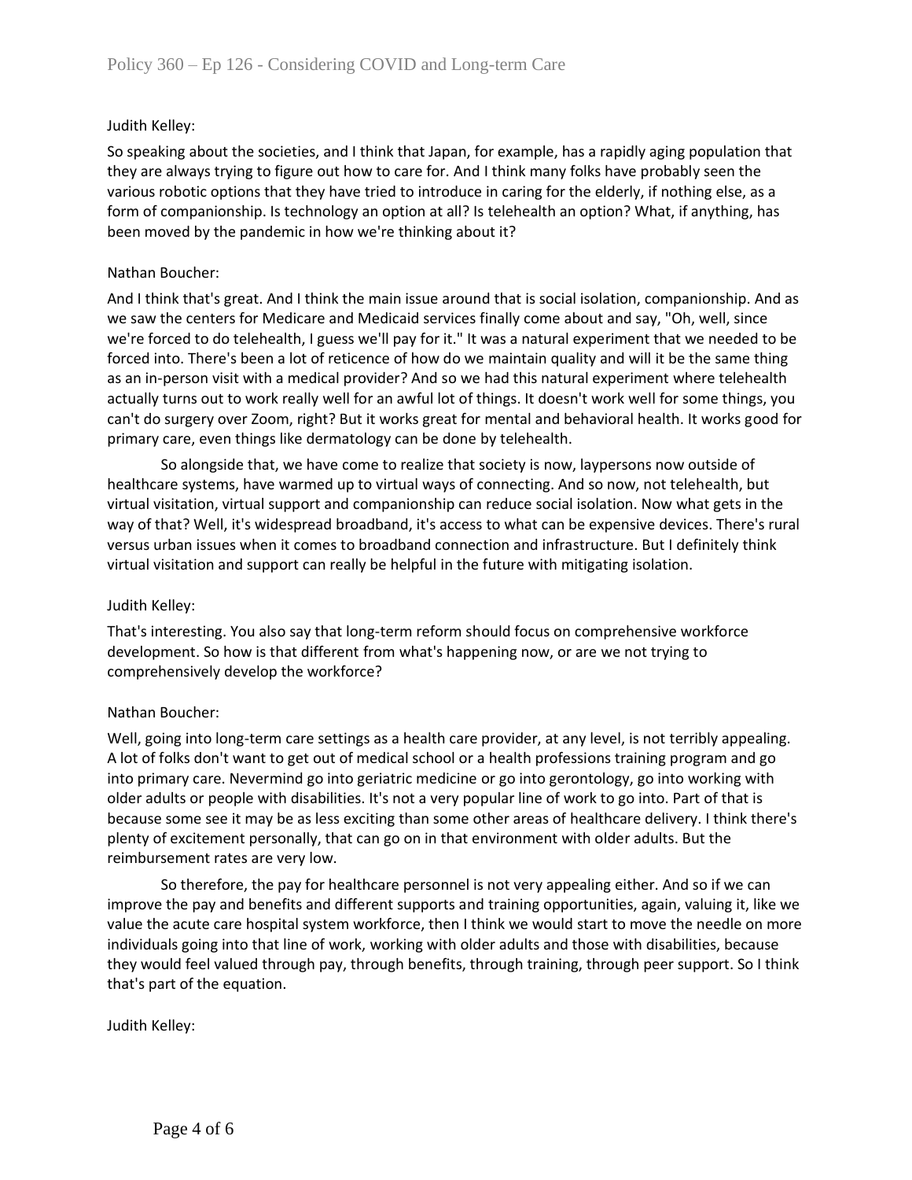Judith Kelley:

So speaking about the societies, and I think that Japan, for example, has a rapidly aging population that they are always trying to figure out how to care for. And I think many folks have probably seen the various robotic options that they have tried to introduce in caring for the elderly, if nothing else, as a form of companionship. Is technology an option at all? Is telehealth an option? What, if anything, has been moved by the pandemic in how we're thinking about it?

Nathan Boucher:

And I think that's great. And I think the main issue around that is social isolation, companionship. And as we saw the centers for Medicare and Medicaid services finally come about and say, "Oh, well, since we're forced to do telehealth, I guess we'll pay for it." It was a natural experiment that we needed to be forced into. There's been a lot of reticence of how do we maintain quality and will it be the same thing as an in-person visit with a medical provider? And so we had this natural experiment where telehealth actually turns out to work really well for an awful lot of things. It doesn't work well for some things, you can't do surgery over Zoom, right? But it works great for mental and behavioral health. It works good for primary care, even things like dermatology can be done by telehealth.

So alongside that, we have come to realize that society is now, laypersons now outside of healthcare systems, have warmed up to virtual ways of connecting. And so now, not telehealth, but virtual visitation, virtual support and companionship can reduce social isolation. Now what gets in the way of that? Well, it's widespread broadband, it's access to what can be expensive devices. There's rural versus urban issues when it comes to broadband connection and infrastructure. But I definitely think virtual visitation and support can really be helpful in the future with mitigating isolation.

Judith Kelley:

That's interesting. You also say that long-term reform should focus on comprehensive workforce development. So how is that different from what's happening now, or are we not trying to comprehensively develop the workforce?

Nathan Boucher:

Well, going into long-term care settings as a health care provider, at any level, is not terribly appealing. A lot of folks don't want to get out of medical school or a health professions training program and go into primary care. Nevermind go into geriatric medicine or go into gerontology, go into working with older adults or people with disabilities. It's not a very popular line of work to go into. Part of that is because some see it may be as less exciting than some other areas of healthcare delivery. I think there's plenty of excitement personally, that can go on in that environment with older adults. But the reimbursement rates are very low.

So therefore, the pay for healthcare personnel is not very appealing either. And so if we can improve the pay and benefits and different supports and training opportunities, again, valuing it, like we value the acute care hospital system workforce, then I think we would start to move the needle on more individuals going into that line of work, working with older adults and those with disabilities, because they would feel valued through pay, through benefits, through training, through peer support. So I think that's part of the equation.

Judith Kelley: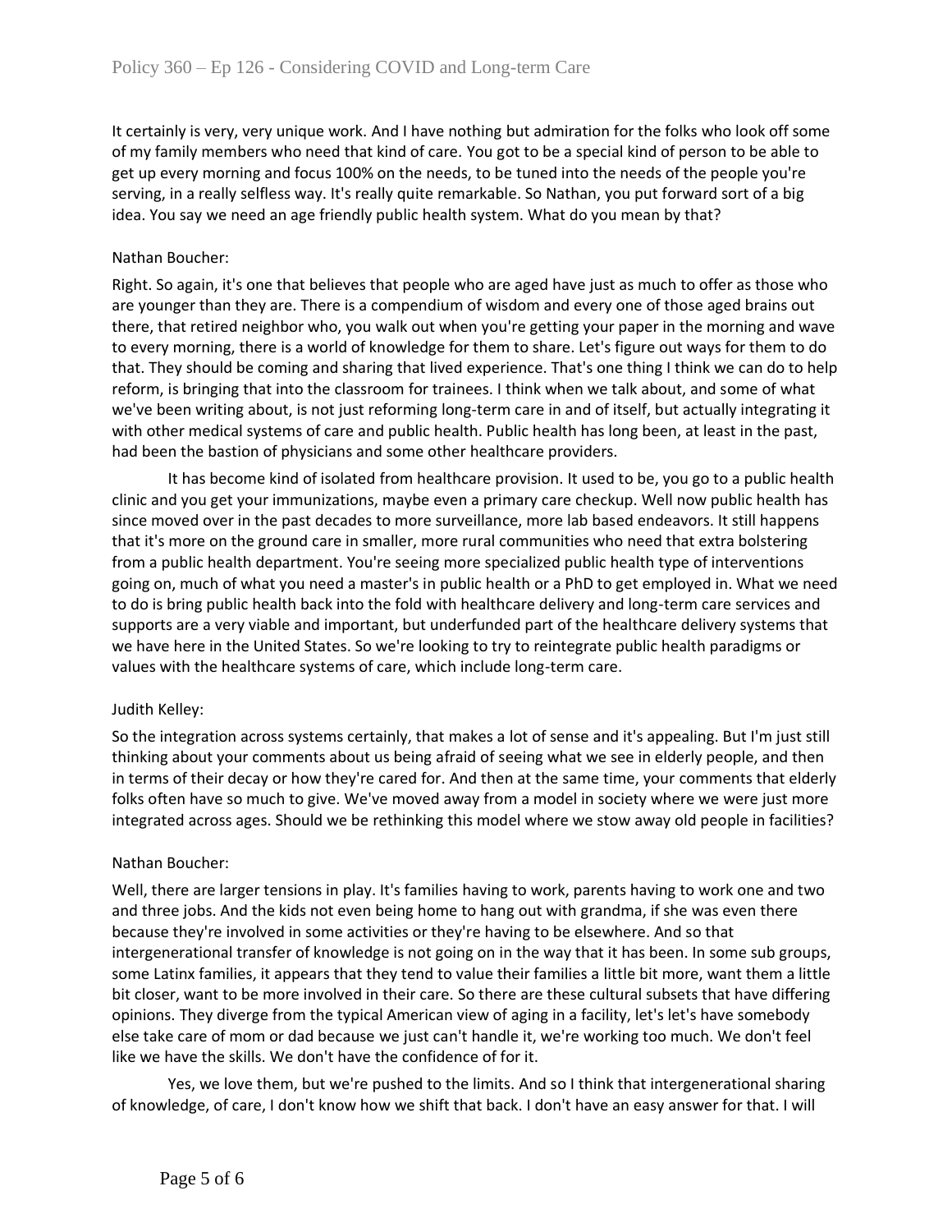It certainly is very, very unique work. And I have nothing but admiration for the folks who look off some of my family members who need that kind of care. You got to be a special kind of person to be able to get up every morning and focus 100% on the needs, to be tuned into the needs of the people you're serving, in a really selfless way. It's really quite remarkable. So Nathan, you put forward sort of a big idea. You say we need an age friendly public health system. What do you mean by that?

Nathan Boucher:

Right. So again, it's one that believes that people who are aged have just as much to offer as those who are younger than they are. There is a compendium of wisdom and every one of those aged brains out there, that retired neighbor who, you walk out when you're getting your paper in the morning and wave to every morning, there is a world of knowledge for them to share. Let's figure out ways for them to do that. They should be coming and sharing that lived experience. That's one thing I think we can do to help reform, is bringing that into the classroom for trainees. I think when we talk about, and some of what we've been writing about, is not just reforming long-term care in and of itself, but actually integrating it with other medical systems of care and public health. Public health has long been, at least in the past, had been the bastion of physicians and some other healthcare providers.

It has become kind of isolated from healthcare provision. It used to be, you go to a public health clinic and you get your immunizations, maybe even a primary care checkup. Well now public health has since moved over in the past decades to more surveillance, more lab based endeavors. It still happens that it's more on the ground care in smaller, more rural communities who need that extra bolstering from a public health department. You're seeing more specialized public health type of interventions going on, much of what you need a master's in public health or a PhD to get employed in. What we need to do is bring public health back into the fold with healthcare delivery and long-term care services and supports are a very viable and important, but underfunded part of the healthcare delivery systems that we have here in the United States. So we're looking to try to reintegrate public health paradigms or values with the healthcare systems of care, which include long-term care.

Judith Kelley:

So the integration across systems certainly, that makes a lot of sense and it's appealing. But I'm just still thinking about your comments about us being afraid of seeing what we see in elderly people, and then in terms of their decay or how they're cared for. And then at the same time, your comments that elderly folks often have so much to give. We've moved away from a model in society where we were just more integrated across ages. Should we be rethinking this model where we stow away old people in facilities?

Nathan Boucher:

Well, there are larger tensions in play. It's families having to work, parents having to work one and two and three jobs. And the kids not even being home to hang out with grandma, if she was even there because they're involved in some activities or they're having to be elsewhere. And so that intergenerational transfer of knowledge is not going on in the way that it has been. In some sub groups, some Latinx families, it appears that they tend to value their families a little bit more, want them a little bit closer, want to be more involved in their care. So there are these cultural subsets that have differing opinions. They diverge from the typical American view of aging in a facility, let's let's have somebody else take care of mom or dad because we just can't handle it, we're working too much. We don't feel like we have the skills. We don't have the confidence of for it.

Yes, we love them, but we're pushed to the limits. And so I think that intergenerational sharing of knowledge, of care, I don't know how we shift that back. I don't have an easy answer for that. I will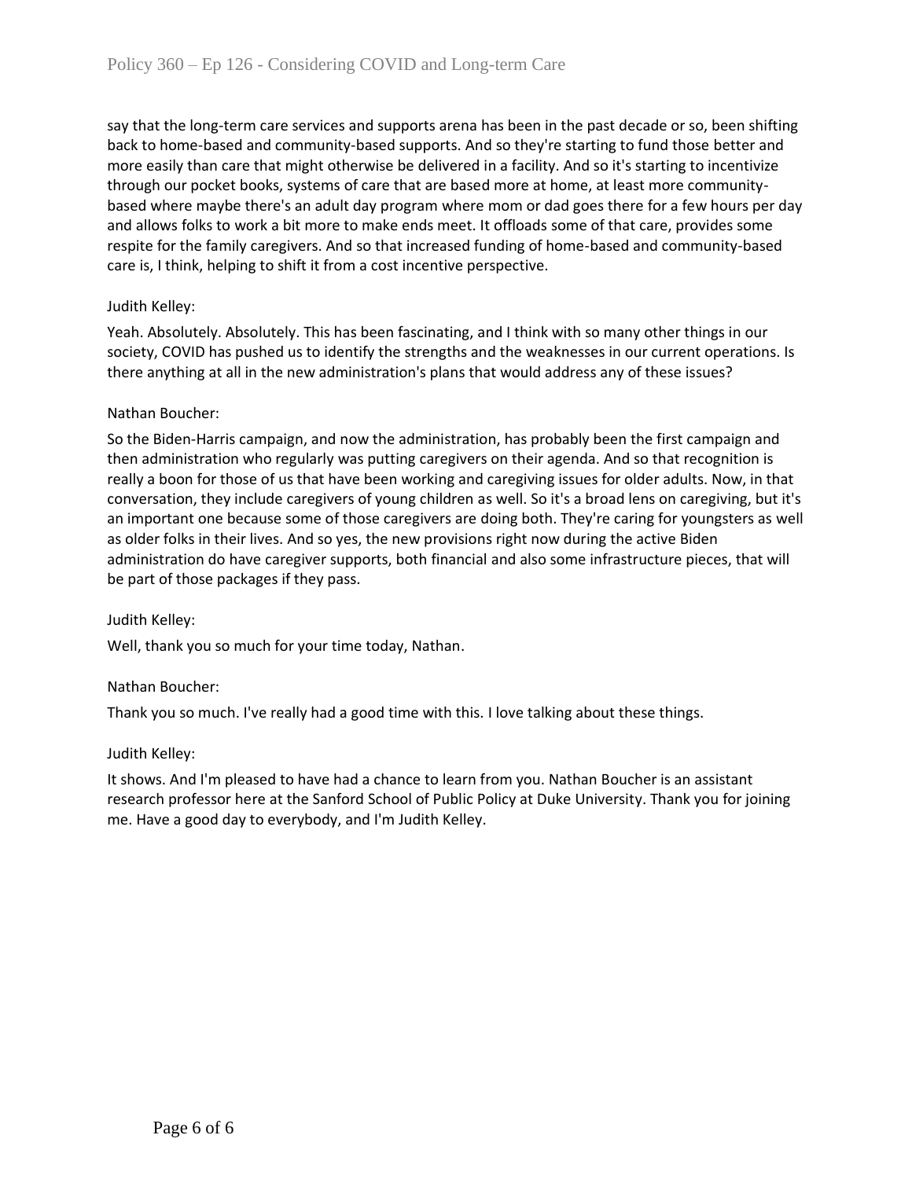say that the long-term care services and supports arena has been in the past decade or so, been shifting back to home-based and community-based supports. And so they're starting to fund those better and more easily than care that might otherwise be delivered in a facility. And so it's starting to incentivize through our pocket books, systems of care that are based more at home, at least more community-based where maybe there's an adult day program where mom or dad goes there for a few hours per day and allows folks to work a bit more to make ends meet. It offloads some of that care, provides some respite for the family caregivers. And so that increased funding of home-based and community-based care is, I think, helping to shift it from a cost incentive perspective.

Judith Kelley:

Yeah. Absolutely. Absolutely. This has been fascinating, and I think with so many other things in our society, COVID has pushed us to identify the strengths and the weaknesses in our current operations. Is there anything at all in the new administration's plans that would address any of these issues?

Nathan Boucher:

So the Biden-Harris campaign, and now the administration, has probably been the first campaign and then administration who regularly was putting caregivers on their agenda. And so that recognition is really a boon for those of us that have been working and caregiving issues for older adults. Now, in that conversation, they include caregivers of young children as well. So it's a broad lens on caregiving, but it's an important one because some of those caregivers are doing both. They're caring for youngsters as well as older folks in their lives. And so yes, the new provisions right now during the active Biden administration do have caregiver supports, both financial and also some infrastructure pieces, that will be part of those packages if they pass.

Judith Kelley:

Well, thank you so much for your time today, Nathan.

Nathan Boucher:

Thank you so much. I've really had a good time with this. I love talking about these things.

Judith Kelley:

It shows. And I'm pleased to have had a chance to learn from you. Nathan Boucher is an assistant research professor here at the Sanford School of Public Policy at Duke University. Thank you for joining me. Have a good day to everybody, and I'm Judith Kelley.